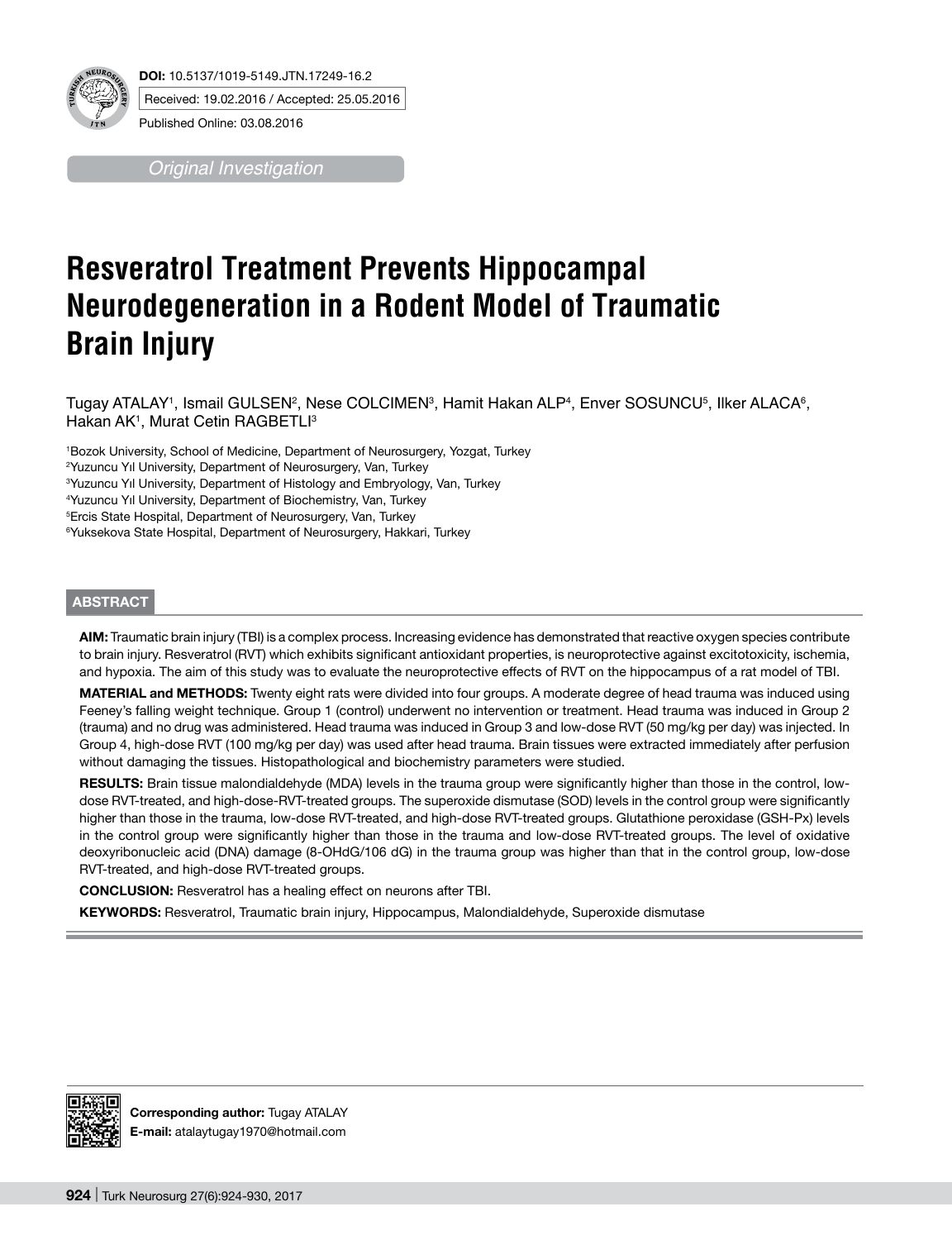DOI: 10.5137/1019-5149.JTN.17249-16.2

Received: 19.02.2016 / Accepted: 25.05.2016

Published Online: 03.08.2016

*Original Investigation*

# Resveratrol Treatment Prevents Hippocampal Neurodegeneration in a Rodent Model of Traumatic Brain Injury

Tugay ATALAY[1], Ismail GULSEN[2], Nese COLCIMEN[3], Hamit Hakan ALP[4], Enver SOSUNCU[5], Ilker ALACA[6], Hakan AK[1], Murat Cetin RAGBETLI[3]

[1]Bozok University, School of Medicine, Department of Neurosurgery, Yozgat, Turkey
[2]Yuzuncu Yıl University, Department of Neurosurgery, Van, Turkey
[3]Yuzuncu Yıl University, Department of Histology and Embryology, Van, Turkey
[4]Yuzuncu Yıl University, Department of Biochemistry, Van, Turkey
[5]Ercis State Hospital, Department of Neurosurgery, Van, Turkey
[6]Yuksekova State Hospital, Department of Neurosurgery, Hakkari, Turkey

## ABSTRACT

**AIM:** Traumatic brain injury (TBI) is a complex process. Increasing evidence has demonstrated that reactive oxygen species contribute to brain injury. Resveratrol (RVT) which exhibits significant antioxidant properties, is neuroprotective against excitotoxicity, ischemia, and hypoxia. The aim of this study was to evaluate the neuroprotective effects of RVT on the hippocampus of a rat model of TBI.

**MATERIAL and METHODS:** Twenty eight rats were divided into four groups. A moderate degree of head trauma was induced using Feeney's falling weight technique. Group 1 (control) underwent no intervention or treatment. Head trauma was induced in Group 2 (trauma) and no drug was administered. Head trauma was induced in Group 3 and low-dose RVT (50 mg/kg per day) was injected. In Group 4, high-dose RVT (100 mg/kg per day) was used after head trauma. Brain tissues were extracted immediately after perfusion without damaging the tissues. Histopathological and biochemistry parameters were studied.

**RESULTS:** Brain tissue malondialdehyde (MDA) levels in the trauma group were significantly higher than those in the control, low-dose RVT-treated, and high-dose-RVT-treated groups. The superoxide dismutase (SOD) levels in the control group were significantly higher than those in the trauma, low-dose RVT-treated, and high-dose RVT-treated groups. Glutathione peroxidase (GSH-Px) levels in the control group were significantly higher than those in the trauma and low-dose RVT-treated groups. The level of oxidative deoxyribonucleic acid (DNA) damage (8-OHdG/106 dG) in the trauma group was higher than that in the control group, low-dose RVT-treated, and high-dose RVT-treated groups.

**CONCLUSION:** Resveratrol has a healing effect on neurons after TBI.

**KEYWORDS:** Resveratrol, Traumatic brain injury, Hippocampus, Malondialdehyde, Superoxide dismutase

**Corresponding author:** Tugay ATALAY
**E-mail:** atalaytugay1970@hotmail.com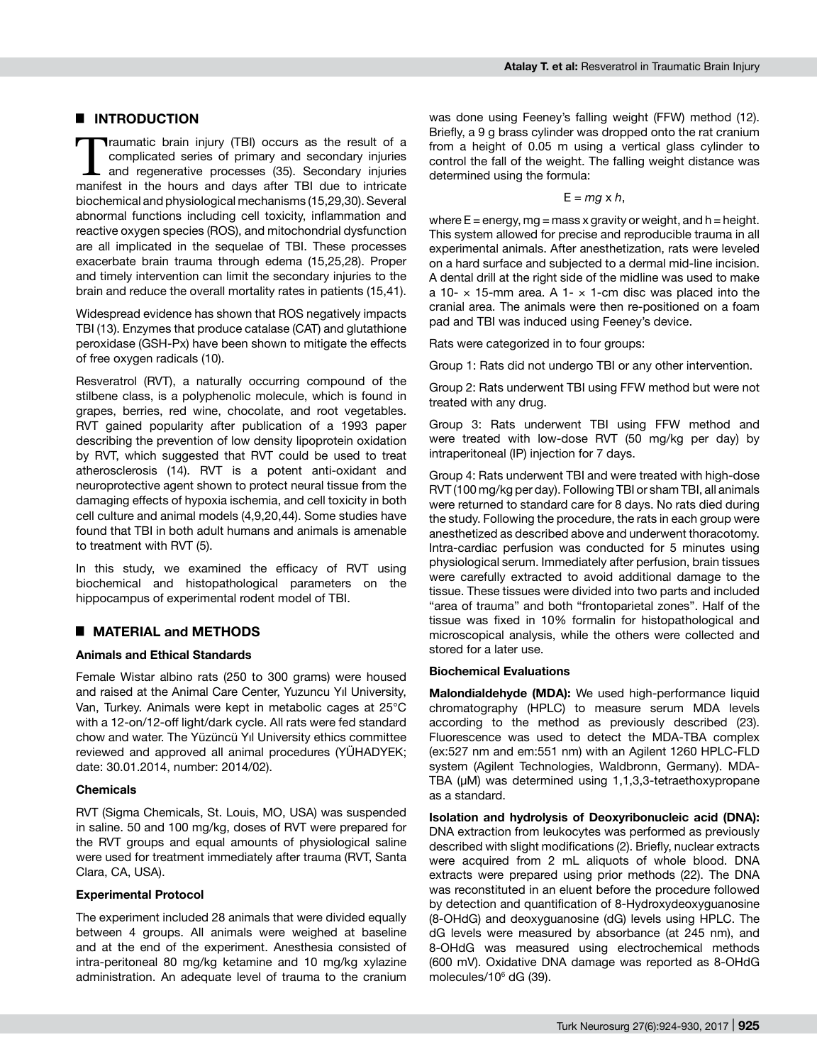## INTRODUCTION

Traumatic brain injury (TBI) occurs as the result of a complicated series of primary and secondary injuries and regenerative processes (35). Secondary injuries manifest in the hours and days after TBI due to intricate biochemical and physiological mechanisms (15,29,30). Several abnormal functions including cell toxicity, inflammation and reactive oxygen species (ROS), and mitochondrial dysfunction are all implicated in the sequelae of TBI. These processes exacerbate brain trauma through edema (15,25,28). Proper and timely intervention can limit the secondary injuries to the brain and reduce the overall mortality rates in patients (15,41).

Widespread evidence has shown that ROS negatively impacts TBI (13). Enzymes that produce catalase (CAT) and glutathione peroxidase (GSH-Px) have been shown to mitigate the effects of free oxygen radicals (10).

Resveratrol (RVT), a naturally occurring compound of the stilbene class, is a polyphenolic molecule, which is found in grapes, berries, red wine, chocolate, and root vegetables. RVT gained popularity after publication of a 1993 paper describing the prevention of low density lipoprotein oxidation by RVT, which suggested that RVT could be used to treat atherosclerosis (14). RVT is a potent anti-oxidant and neuroprotective agent shown to protect neural tissue from the damaging effects of hypoxia ischemia, and cell toxicity in both cell culture and animal models (4,9,20,44). Some studies have found that TBI in both adult humans and animals is amenable to treatment with RVT (5).

In this study, we examined the efficacy of RVT using biochemical and histopathological parameters on the hippocampus of experimental rodent model of TBI.

## MATERIAL and METHODS

### Animals and Ethical Standards

Female Wistar albino rats (250 to 300 grams) were housed and raised at the Animal Care Center, Yuzuncu Yıl University, Van, Turkey. Animals were kept in metabolic cages at 25°C with a 12-on/12-off light/dark cycle. All rats were fed standard chow and water. The Yüzüncü Yıl University ethics committee reviewed and approved all animal procedures (YÜHADYEK; date: 30.01.2014, number: 2014/02).

### Chemicals

RVT (Sigma Chemicals, St. Louis, MO, USA) was suspended in saline. 50 and 100 mg/kg, doses of RVT were prepared for the RVT groups and equal amounts of physiological saline were used for treatment immediately after trauma (RVT, Santa Clara, CA, USA).

### Experimental Protocol

The experiment included 28 animals that were divided equally between 4 groups. All animals were weighed at baseline and at the end of the experiment. Anesthesia consisted of intra-peritoneal 80 mg/kg ketamine and 10 mg/kg xylazine administration. An adequate level of trauma to the cranium was done using Feeney's falling weight (FFW) method (12). Briefly, a 9 g brass cylinder was dropped onto the rat cranium from a height of 0.05 m using a vertical glass cylinder to control the fall of the weight. The falling weight distance was determined using the formula:

$$E = mg \times h,$$

where E = energy, mg = mass x gravity or weight, and h = height. This system allowed for precise and reproducible trauma in all experimental animals. After anesthetization, rats were leveled on a hard surface and subjected to a dermal mid-line incision. A dental drill at the right side of the midline was used to make a 10- × 15-mm area. A 1- × 1-cm disc was placed into the cranial area. The animals were then re-positioned on a foam pad and TBI was induced using Feeney's device.

Rats were categorized in to four groups:

Group 1: Rats did not undergo TBI or any other intervention.

Group 2: Rats underwent TBI using FFW method but were not treated with any drug.

Group 3: Rats underwent TBI using FFW method and were treated with low-dose RVT (50 mg/kg per day) by intraperitoneal (IP) injection for 7 days.

Group 4: Rats underwent TBI and were treated with high-dose RVT (100 mg/kg per day). Following TBI or sham TBI, all animals were returned to standard care for 8 days. No rats died during the study. Following the procedure, the rats in each group were anesthetized as described above and underwent thoracotomy. Intra-cardiac perfusion was conducted for 5 minutes using physiological serum. Immediately after perfusion, brain tissues were carefully extracted to avoid additional damage to the tissue. These tissues were divided into two parts and included "area of trauma" and both "frontoparietal zones". Half of the tissue was fixed in 10% formalin for histopathological and microscopical analysis, while the others were collected and stored for a later use.

### Biochemical Evaluations

**Malondialdehyde (MDA):** We used high-performance liquid chromatography (HPLC) to measure serum MDA levels according to the method as previously described (23). Fluorescence was used to detect the MDA-TBA complex (ex:527 nm and em:551 nm) with an Agilent 1260 HPLC-FLD system (Agilent Technologies, Waldbronn, Germany). MDA-TBA (μM) was determined using 1,1,3,3-tetraethoxypropane as a standard.

**Isolation and hydrolysis of Deoxyribonucleic acid (DNA):** DNA extraction from leukocytes was performed as previously described with slight modifications (2). Briefly, nuclear extracts were acquired from 2 mL aliquots of whole blood. DNA extracts were prepared using prior methods (22). The DNA was reconstituted in an eluent before the procedure followed by detection and quantification of 8-Hydroxydeoxyguanosine (8-OHdG) and deoxyguanosine (dG) levels using HPLC. The dG levels were measured by absorbance (at 245 nm), and 8-OHdG was measured using electrochemical methods (600 mV). Oxidative DNA damage was reported as 8-OHdG molecules/$10^6$ dG (39).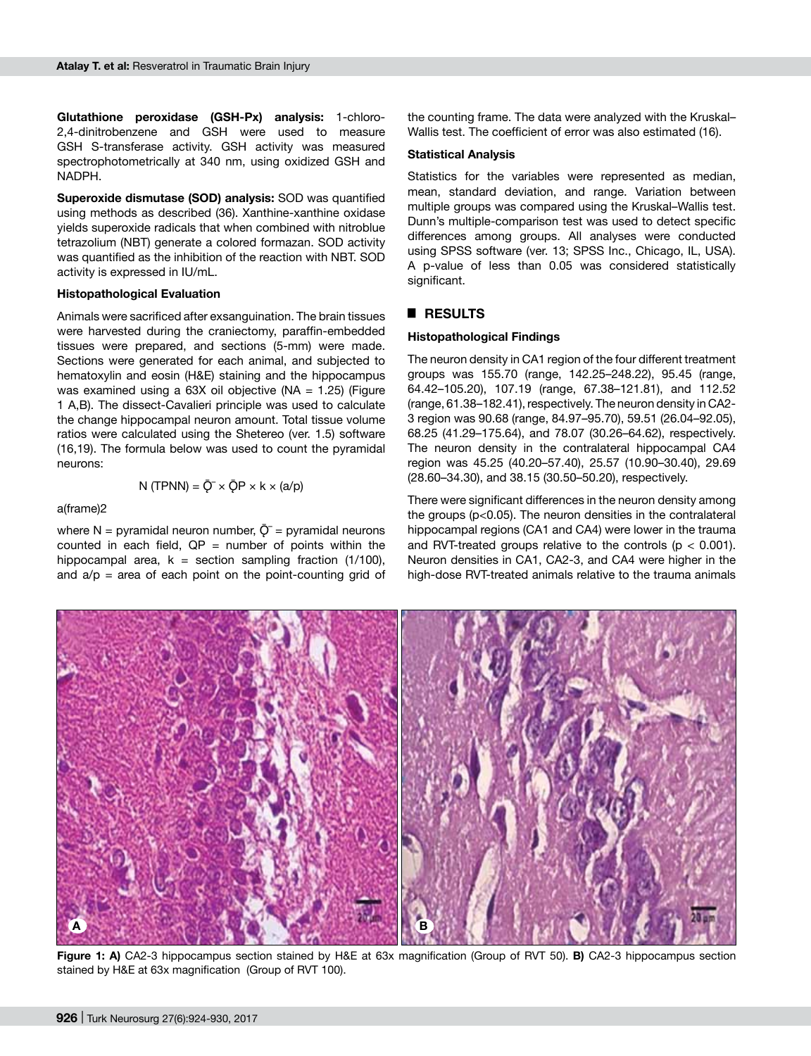**Glutathione peroxidase (GSH-Px) analysis:** 1-chloro-2,4-dinitrobenzene and GSH were used to measure GSH S-transferase activity. GSH activity was measured spectrophotometrically at 340 nm, using oxidized GSH and NADPH.

**Superoxide dismutase (SOD) analysis:** SOD was quantified using methods as described (36). Xanthine-xanthine oxidase yields superoxide radicals that when combined with nitroblue tetrazolium (NBT) generate a colored formazan. SOD activity was quantified as the inhibition of the reaction with NBT. SOD activity is expressed in IU/mL.

**Histopathological Evaluation**

Animals were sacrificed after exsanguination. The brain tissues were harvested during the craniectomy, paraffin-embedded tissues were prepared, and sections (5-mm) were made. Sections were generated for each animal, and subjected to hematoxylin and eosin (H&E) staining and the hippocampus was examined using a 63X oil objective (NA = 1.25) (Figure 1 A,B). The dissect-Cavalieri principle was used to calculate the change hippocampal neuron amount. Total tissue volume ratios were calculated using the Shetereo (ver. 1.5) software (16,19). The formula below was used to count the pyramidal neurons:

$$N\ (TPNN) = \bar{Q}^{-} \times \bar{Q}P \times k \times (a/p)$$

a(frame)2

where N = pyramidal neuron number, $\bar{Q}^{-}$ = pyramidal neurons counted in each field, QP = number of points within the hippocampal area, k = section sampling fraction (1/100), and a/p = area of each point on the point-counting grid of the counting frame. The data were analyzed with the Kruskal–Wallis test. The coefficient of error was also estimated (16).

**Statistical Analysis**

Statistics for the variables were represented as median, mean, standard deviation, and range. Variation between multiple groups was compared using the Kruskal–Wallis test. Dunn's multiple-comparison test was used to detect specific differences among groups. All analyses were conducted using SPSS software (ver. 13; SPSS Inc., Chicago, IL, USA). A p-value of less than 0.05 was considered statistically significant.

## RESULTS

**Histopathological Findings**

The neuron density in CA1 region of the four different treatment groups was 155.70 (range, 142.25–248.22), 95.45 (range, 64.42–105.20), 107.19 (range, 67.38–121.81), and 112.52 (range, 61.38–182.41), respectively. The neuron density in CA2-3 region was 90.68 (range, 84.97–95.70), 59.51 (26.04–92.05), 68.25 (41.29–175.64), and 78.07 (30.26–64.62), respectively. The neuron density in the contralateral hippocampal CA4 region was 45.25 (40.20–57.40), 25.57 (10.90–30.40), 29.69 (28.60–34.30), and 38.15 (30.50–50.20), respectively.

There were significant differences in the neuron density among the groups ($p<0.05$). The neuron densities in the contralateral hippocampal regions (CA1 and CA4) were lower in the trauma and RVT-treated groups relative to the controls ($p < 0.001$). Neuron densities in CA1, CA2-3, and CA4 were higher in the high-dose RVT-treated animals relative to the trauma animals

**Figure 1: A)** CA2-3 hippocampus section stained by H&E at 63x magnification (Group of RVT 50). **B)** CA2-3 hippocampus section stained by H&E at 63x magnification (Group of RVT 100).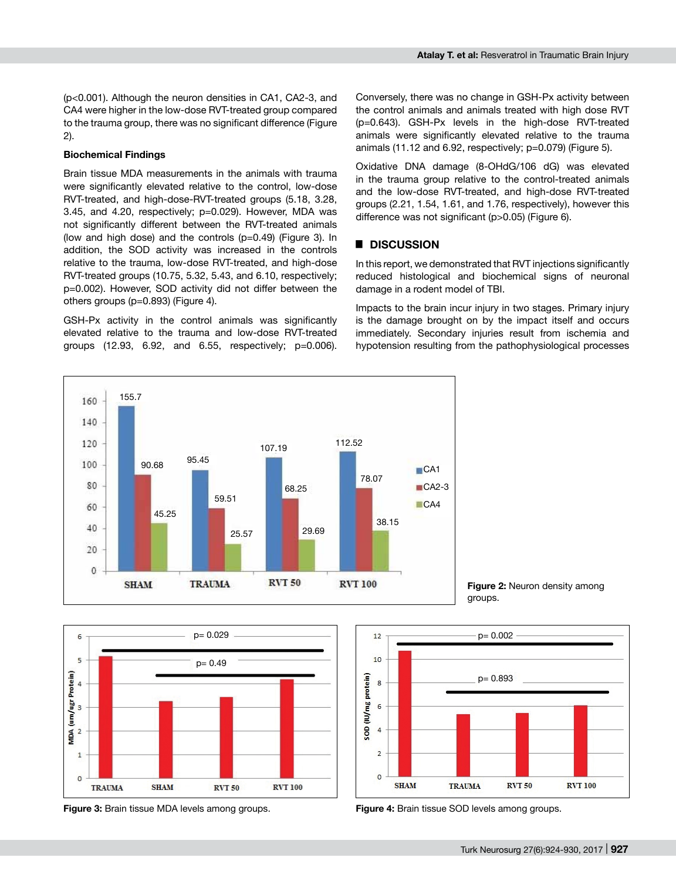(p<0.001). Although the neuron densities in CA1, CA2-3, and CA4 were higher in the low-dose RVT-treated group compared to the trauma group, there was no significant difference (Figure 2).

### Biochemical Findings

Brain tissue MDA measurements in the animals with trauma were significantly elevated relative to the control, low-dose RVT-treated, and high-dose-RVT-treated groups (5.18, 3.28, 3.45, and 4.20, respectively; p=0.029). However, MDA was not significantly different between the RVT-treated animals (low and high dose) and the controls (p=0.49) (Figure 3). In addition, the SOD activity was increased in the controls relative to the trauma, low-dose RVT-treated, and high-dose RVT-treated groups (10.75, 5.32, 5.43, and 6.10, respectively; p=0.002). However, SOD activity did not differ between the others groups (p=0.893) (Figure 4).

GSH-Px activity in the control animals was significantly elevated relative to the trauma and low-dose RVT-treated groups (12.93, 6.92, and 6.55, respectively; p=0.006). Conversely, there was no change in GSH-Px activity between the control animals and animals treated with high dose RVT (p=0.643). GSH-Px levels in the high-dose RVT-treated animals were significantly elevated relative to the trauma animals (11.12 and 6.92, respectively; p=0.079) (Figure 5).

Oxidative DNA damage (8-OHdG/106 dG) was elevated in the trauma group relative to the control-treated animals and the low-dose RVT-treated, and high-dose RVT-treated groups (2.21, 1.54, 1.61, and 1.76, respectively), however this difference was not significant (p>0.05) (Figure 6).

## DISCUSSION

In this report, we demonstrated that RVT injections significantly reduced histological and biochemical signs of neuronal damage in a rodent model of TBI.

Impacts to the brain incur injury in two stages. Primary injury is the damage brought on by the impact itself and occurs immediately. Secondary injuries result from ischemia and hypotension resulting from the pathophysiological processes

**Figure 2:** Neuron density among groups.

**Figure 3:** Brain tissue MDA levels among groups.

**Figure 4:** Brain tissue SOD levels among groups.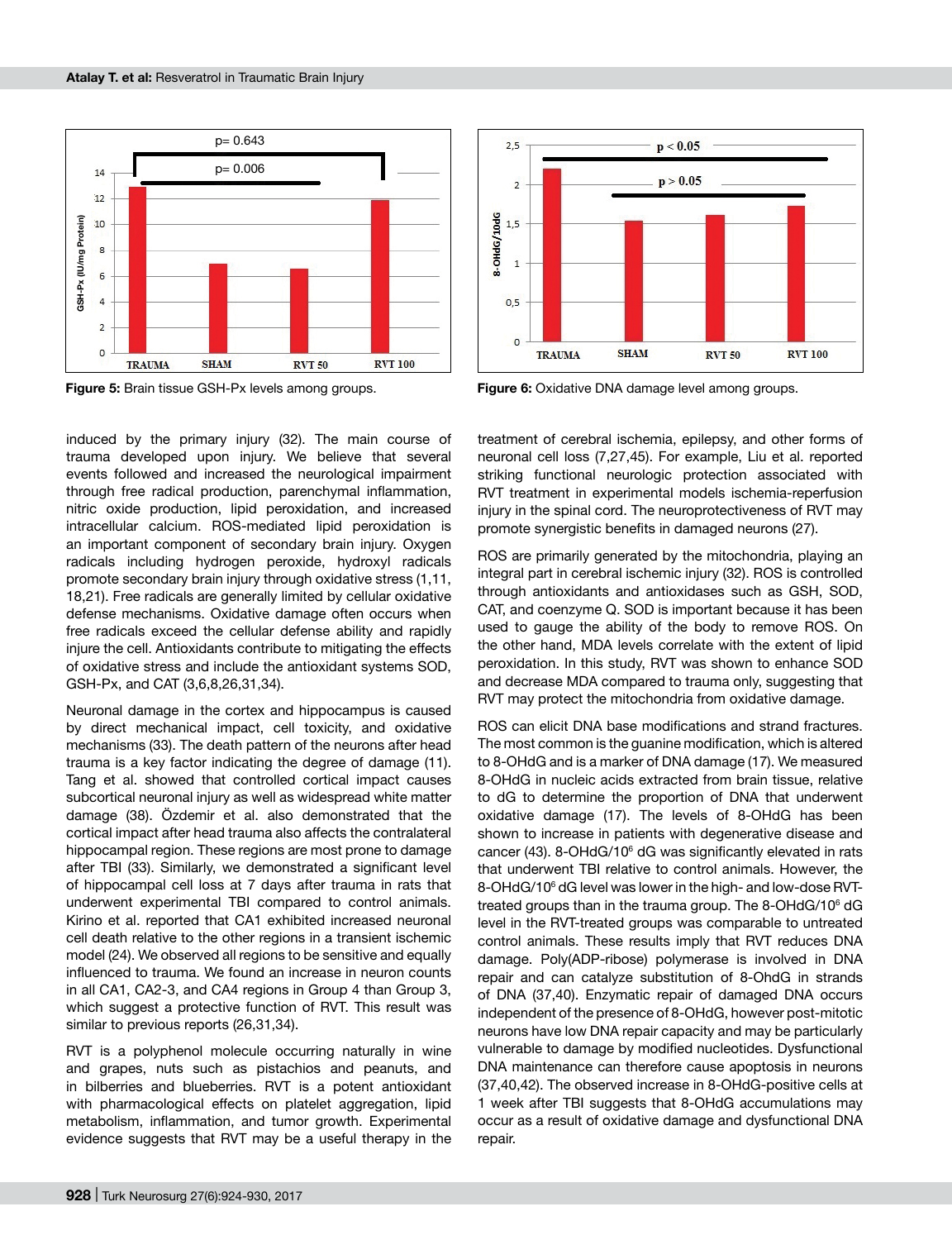Figure 5: Brain tissue GSH-Px levels among groups.

Figure 6: Oxidative DNA damage level among groups.

induced by the primary injury (32). The main course of trauma developed upon injury. We believe that several events followed and increased the neurological impairment through free radical production, parenchymal inflammation, nitric oxide production, lipid peroxidation, and increased intracellular calcium. ROS-mediated lipid peroxidation is an important component of secondary brain injury. Oxygen radicals including hydrogen peroxide, hydroxyl radicals promote secondary brain injury through oxidative stress (1,11, 18,21). Free radicals are generally limited by cellular oxidative defense mechanisms. Oxidative damage often occurs when free radicals exceed the cellular defense ability and rapidly injure the cell. Antioxidants contribute to mitigating the effects of oxidative stress and include the antioxidant systems SOD, GSH-Px, and CAT (3,6,8,26,31,34).

Neuronal damage in the cortex and hippocampus is caused by direct mechanical impact, cell toxicity, and oxidative mechanisms (33). The death pattern of the neurons after head trauma is a key factor indicating the degree of damage (11). Tang et al. showed that controlled cortical impact causes subcortical neuronal injury as well as widespread white matter damage (38). Özdemir et al. also demonstrated that the cortical impact after head trauma also affects the contralateral hippocampal region. These regions are most prone to damage after TBI (33). Similarly, we demonstrated a significant level of hippocampal cell loss at 7 days after trauma in rats that underwent experimental TBI compared to control animals. Kirino et al. reported that CA1 exhibited increased neuronal cell death relative to the other regions in a transient ischemic model (24). We observed all regions to be sensitive and equally influenced to trauma. We found an increase in neuron counts in all CA1, CA2-3, and CA4 regions in Group 4 than Group 3, which suggest a protective function of RVT. This result was similar to previous reports (26,31,34).

RVT is a polyphenol molecule occurring naturally in wine and grapes, nuts such as pistachios and peanuts, and in bilberries and blueberries. RVT is a potent antioxidant with pharmacological effects on platelet aggregation, lipid metabolism, inflammation, and tumor growth. Experimental evidence suggests that RVT may be a useful therapy in the treatment of cerebral ischemia, epilepsy, and other forms of neuronal cell loss (7,27,45). For example, Liu et al. reported striking functional neurologic protection associated with RVT treatment in experimental models ischemia-reperfusion injury in the spinal cord. The neuroprotectiveness of RVT may promote synergistic benefits in damaged neurons (27).

ROS are primarily generated by the mitochondria, playing an integral part in cerebral ischemic injury (32). ROS is controlled through antioxidants and antioxidases such as GSH, SOD, CAT, and coenzyme Q. SOD is important because it has been used to gauge the ability of the body to remove ROS. On the other hand, MDA levels correlate with the extent of lipid peroxidation. In this study, RVT was shown to enhance SOD and decrease MDA compared to trauma only, suggesting that RVT may protect the mitochondria from oxidative damage.

ROS can elicit DNA base modifications and strand fractures. The most common is the guanine modification, which is altered to 8-OHdG and is a marker of DNA damage (17). We measured 8-OHdG in nucleic acids extracted from brain tissue, relative to dG to determine the proportion of DNA that underwent oxidative damage (17). The levels of 8-OHdG has been shown to increase in patients with degenerative disease and cancer (43). 8-OHdG/$10^6$ dG was significantly elevated in rats that underwent TBI relative to control animals. However, the 8-OHdG/$10^6$ dG level was lower in the high- and low-dose RVT-treated groups than in the trauma group. The 8-OHdG/$10^6$ dG level in the RVT-treated groups was comparable to untreated control animals. These results imply that RVT reduces DNA damage. Poly(ADP-ribose) polymerase is involved in DNA repair and can catalyze substitution of 8-OHdG in strands of DNA (37,40). Enzymatic repair of damaged DNA occurs independent of the presence of 8-OHdG, however post-mitotic neurons have low DNA repair capacity and may be particularly vulnerable to damage by modified nucleotides. Dysfunctional DNA maintenance can therefore cause apoptosis in neurons (37,40,42). The observed increase in 8-OHdG-positive cells at 1 week after TBI suggests that 8-OHdG accumulations may occur as a result of oxidative damage and dysfunctional DNA repair.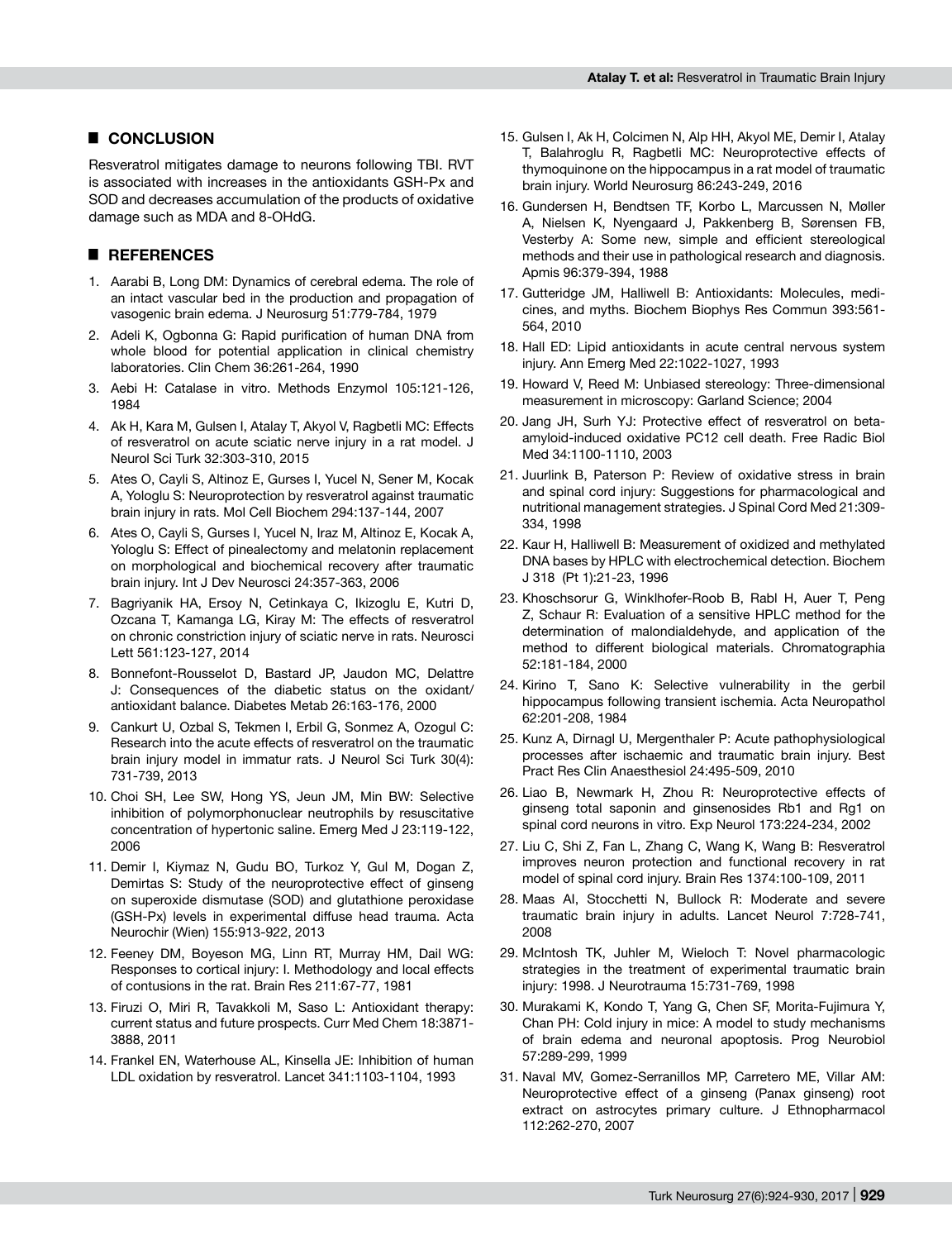## CONCLUSION

Resveratrol mitigates damage to neurons following TBI. RVT is associated with increases in the antioxidants GSH-Px and SOD and decreases accumulation of the products of oxidative damage such as MDA and 8-OHdG.

## REFERENCES

1. Aarabi B, Long DM: Dynamics of cerebral edema. The role of an intact vascular bed in the production and propagation of vasogenic brain edema. J Neurosurg 51:779-784, 1979
2. Adeli K, Ogbonna G: Rapid purification of human DNA from whole blood for potential application in clinical chemistry laboratories. Clin Chem 36:261-264, 1990
3. Aebi H: Catalase in vitro. Methods Enzymol 105:121-126, 1984
4. Ak H, Kara M, Gulsen I, Atalay T, Akyol V, Ragbetli MC: Effects of resveratrol on acute sciatic nerve injury in a rat model. J Neurol Sci Turk 32:303-310, 2015
5. Ates O, Cayli S, Altinoz E, Gurses I, Yucel N, Sener M, Kocak A, Yologlu S: Neuroprotection by resveratrol against traumatic brain injury in rats. Mol Cell Biochem 294:137-144, 2007
6. Ates O, Cayli S, Gurses I, Yucel N, Iraz M, Altinoz E, Kocak A, Yologlu S: Effect of pinealectomy and melatonin replacement on morphological and biochemical recovery after traumatic brain injury. Int J Dev Neurosci 24:357-363, 2006
7. Bagriyanik HA, Ersoy N, Cetinkaya C, Ikizoglu E, Kutri D, Ozcana T, Kamanga LG, Kiray M: The effects of resveratrol on chronic constriction injury of sciatic nerve in rats. Neurosci Lett 561:123-127, 2014
8. Bonnefont-Rousselot D, Bastard JP, Jaudon MC, Delattre J: Consequences of the diabetic status on the oxidant/antioxidant balance. Diabetes Metab 26:163-176, 2000
9. Cankurt U, Ozbal S, Tekmen I, Erbil G, Sonmez A, Ozogul C: Research into the acute effects of resveratrol on the traumatic brain injury model in immatur rats. J Neurol Sci Turk 30(4): 731-739, 2013
10. Choi SH, Lee SW, Hong YS, Jeun JM, Min BW: Selective inhibition of polymorphonuclear neutrophils by resuscitative concentration of hypertonic saline. Emerg Med J 23:119-122, 2006
11. Demir I, Kiymaz N, Gudu BO, Turkoz Y, Gul M, Dogan Z, Demirtas S: Study of the neuroprotective effect of ginseng on superoxide dismutase (SOD) and glutathione peroxidase (GSH-Px) levels in experimental diffuse head trauma. Acta Neurochir (Wien) 155:913-922, 2013
12. Feeney DM, Boyeson MG, Linn RT, Murray HM, Dail WG: Responses to cortical injury: I. Methodology and local effects of contusions in the rat. Brain Res 211:67-77, 1981
13. Firuzi O, Miri R, Tavakkoli M, Saso L: Antioxidant therapy: current status and future prospects. Curr Med Chem 18:3871-3888, 2011
14. Frankel EN, Waterhouse AL, Kinsella JE: Inhibition of human LDL oxidation by resveratrol. Lancet 341:1103-1104, 1993
15. Gulsen I, Ak H, Colcimen N, Alp HH, Akyol ME, Demir I, Atalay T, Balahroglu R, Ragbetli MC: Neuroprotective effects of thymoquinone on the hippocampus in a rat model of traumatic brain injury. World Neurosurg 86:243-249, 2016
16. Gundersen H, Bendtsen TF, Korbo L, Marcussen N, Møller A, Nielsen K, Nyengaard J, Pakkenberg B, Sørensen FB, Vesterby A: Some new, simple and efficient stereological methods and their use in pathological research and diagnosis. Apmis 96:379-394, 1988
17. Gutteridge JM, Halliwell B: Antioxidants: Molecules, medicines, and myths. Biochem Biophys Res Commun 393:561-564, 2010
18. Hall ED: Lipid antioxidants in acute central nervous system injury. Ann Emerg Med 22:1022-1027, 1993
19. Howard V, Reed M: Unbiased stereology: Three-dimensional measurement in microscopy: Garland Science; 2004
20. Jang JH, Surh YJ: Protective effect of resveratrol on beta-amyloid-induced oxidative PC12 cell death. Free Radic Biol Med 34:1100-1110, 2003
21. Juurlink B, Paterson P: Review of oxidative stress in brain and spinal cord injury: Suggestions for pharmacological and nutritional management strategies. J Spinal Cord Med 21:309-334, 1998
22. Kaur H, Halliwell B: Measurement of oxidized and methylated DNA bases by HPLC with electrochemical detection. Biochem J 318 (Pt 1):21-23, 1996
23. Khoschsorur G, Winklhofer-Roob B, Rabl H, Auer T, Peng Z, Schaur R: Evaluation of a sensitive HPLC method for the determination of malondialdehyde, and application of the method to different biological materials. Chromatographia 52:181-184, 2000
24. Kirino T, Sano K: Selective vulnerability in the gerbil hippocampus following transient ischemia. Acta Neuropathol 62:201-208, 1984
25. Kunz A, Dirnagl U, Mergenthaler P: Acute pathophysiological processes after ischaemic and traumatic brain injury. Best Pract Res Clin Anaesthesiol 24:495-509, 2010
26. Liao B, Newmark H, Zhou R: Neuroprotective effects of ginseng total saponin and ginsenosides Rb1 and Rg1 on spinal cord neurons in vitro. Exp Neurol 173:224-234, 2002
27. Liu C, Shi Z, Fan L, Zhang C, Wang K, Wang B: Resveratrol improves neuron protection and functional recovery in rat model of spinal cord injury. Brain Res 1374:100-109, 2011
28. Maas AI, Stocchetti N, Bullock R: Moderate and severe traumatic brain injury in adults. Lancet Neurol 7:728-741, 2008
29. McIntosh TK, Juhler M, Wieloch T: Novel pharmacologic strategies in the treatment of experimental traumatic brain injury: 1998. J Neurotrauma 15:731-769, 1998
30. Murakami K, Kondo T, Yang G, Chen SF, Morita-Fujimura Y, Chan PH: Cold injury in mice: A model to study mechanisms of brain edema and neuronal apoptosis. Prog Neurobiol 57:289-299, 1999
31. Naval MV, Gomez-Serranillos MP, Carretero ME, Villar AM: Neuroprotective effect of a ginseng (Panax ginseng) root extract on astrocytes primary culture. J Ethnopharmacol 112:262-270, 2007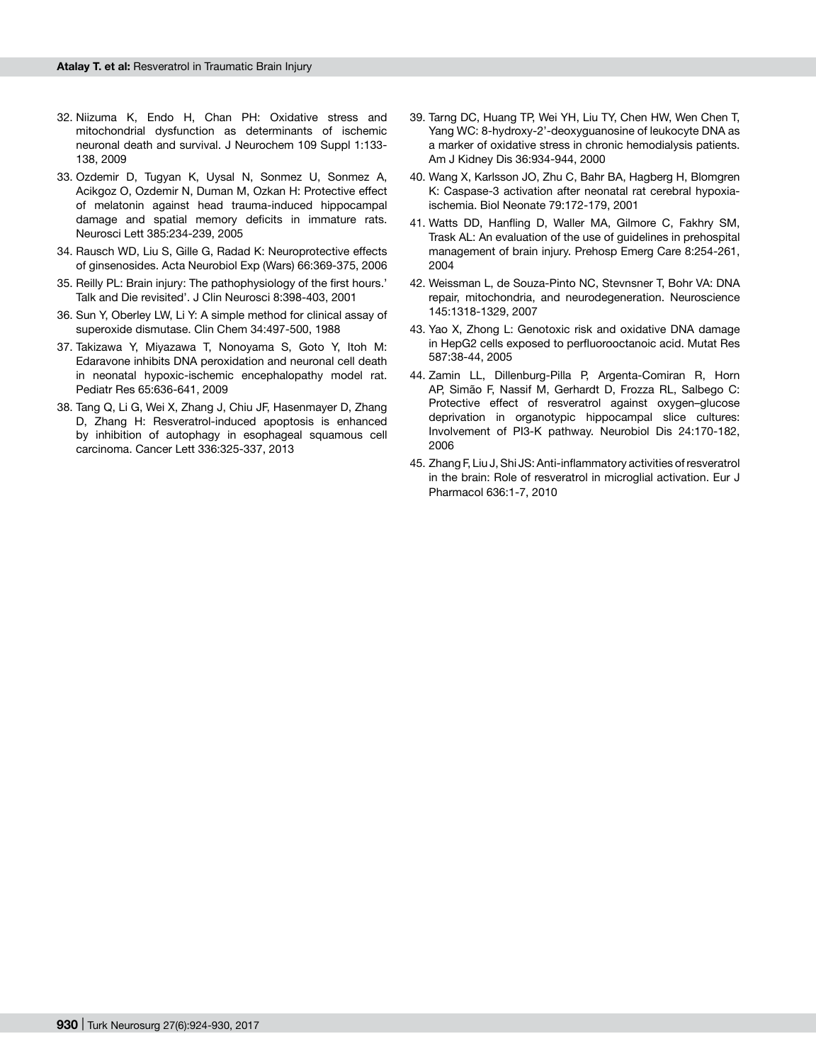32. Niizuma K, Endo H, Chan PH: Oxidative stress and mitochondrial dysfunction as determinants of ischemic neuronal death and survival. J Neurochem 109 Suppl 1:133-138, 2009

33. Ozdemir D, Tugyan K, Uysal N, Sonmez U, Sonmez A, Acikgoz O, Ozdemir N, Duman M, Ozkan H: Protective effect of melatonin against head trauma-induced hippocampal damage and spatial memory deficits in immature rats. Neurosci Lett 385:234-239, 2005

34. Rausch WD, Liu S, Gille G, Radad K: Neuroprotective effects of ginsenosides. Acta Neurobiol Exp (Wars) 66:369-375, 2006

35. Reilly PL: Brain injury: The pathophysiology of the first hours.' Talk and Die revisited'. J Clin Neurosci 8:398-403, 2001

36. Sun Y, Oberley LW, Li Y: A simple method for clinical assay of superoxide dismutase. Clin Chem 34:497-500, 1988

37. Takizawa Y, Miyazawa T, Nonoyama S, Goto Y, Itoh M: Edaravone inhibits DNA peroxidation and neuronal cell death in neonatal hypoxic-ischemic encephalopathy model rat. Pediatr Res 65:636-641, 2009

38. Tang Q, Li G, Wei X, Zhang J, Chiu JF, Hasenmayer D, Zhang D, Zhang H: Resveratrol-induced apoptosis is enhanced by inhibition of autophagy in esophageal squamous cell carcinoma. Cancer Lett 336:325-337, 2013

39. Tarng DC, Huang TP, Wei YH, Liu TY, Chen HW, Wen Chen T, Yang WC: 8-hydroxy-2'-deoxyguanosine of leukocyte DNA as a marker of oxidative stress in chronic hemodialysis patients. Am J Kidney Dis 36:934-944, 2000

40. Wang X, Karlsson JO, Zhu C, Bahr BA, Hagberg H, Blomgren K: Caspase-3 activation after neonatal rat cerebral hypoxia-ischemia. Biol Neonate 79:172-179, 2001

41. Watts DD, Hanfling D, Waller MA, Gilmore C, Fakhry SM, Trask AL: An evaluation of the use of guidelines in prehospital management of brain injury. Prehosp Emerg Care 8:254-261, 2004

42. Weissman L, de Souza-Pinto NC, Stevnsner T, Bohr VA: DNA repair, mitochondria, and neurodegeneration. Neuroscience 145:1318-1329, 2007

43. Yao X, Zhong L: Genotoxic risk and oxidative DNA damage in HepG2 cells exposed to perfluorooctanoic acid. Mutat Res 587:38-44, 2005

44. Zamin LL, Dillenburg-Pilla P, Argenta-Comiran R, Horn AP, Simão F, Nassif M, Gerhardt D, Frozza RL, Salbego C: Protective effect of resveratrol against oxygen–glucose deprivation in organotypic hippocampal slice cultures: Involvement of PI3-K pathway. Neurobiol Dis 24:170-182, 2006

45. Zhang F, Liu J, Shi JS: Anti-inflammatory activities of resveratrol in the brain: Role of resveratrol in microglial activation. Eur J Pharmacol 636:1-7, 2010